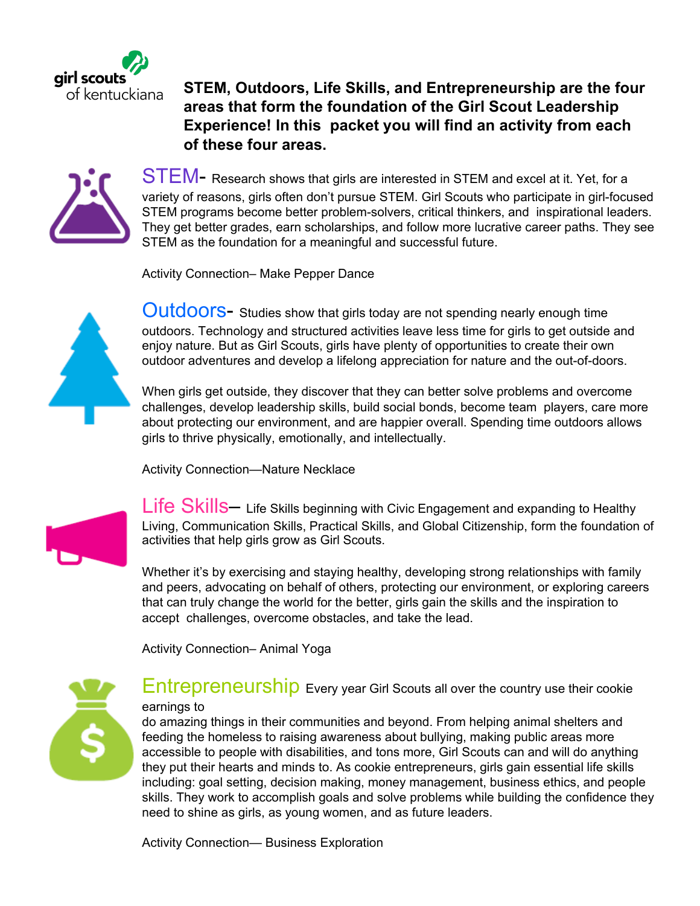girl scouts of kentuckiana

**STEM, Outdoors, Life Skills, and Entrepreneurship are the four areas that form the foundation of the Girl Scout Leadership Experience! In this packet you will find an activity from each of these four areas.**

## STEM-

Research shows that girls are interested in STEM and excel at it. Yet, for a variety of reasons, girls often don't pursue STEM. Girl Scouts who participate in girl-focused STEM programs become better problem-solvers, critical thinkers, and inspirational leaders. They get better grades, earn scholarships, and follow more lucrative career paths. They see STEM as the foundation for a meaningful and successful future.

Activity Connection– Make Pepper Dance

## Outdoors-

Studies show that girls today are not spending nearly enough time outdoors. Technology and structured activities leave less time for girls to get outside and enjoy nature. But as Girl Scouts, girls have plenty of opportunities to create their own outdoor adventures and develop a lifelong appreciation for nature and the out-of-doors.

When girls get outside, they discover that they can better solve problems and overcome challenges, develop leadership skills, build social bonds, become team players, care more about protecting our environment, and are happier overall. Spending time outdoors allows girls to thrive physically, emotionally, and intellectually.

Activity Connection—Nature Necklace

## Life Skills–

Life Skills beginning with Civic Engagement and expanding to Healthy Living, Communication Skills, Practical Skills, and Global Citizenship, form the foundation of activities that help girls grow as Girl Scouts.

Whether it's by exercising and staying healthy, developing strong relationships with family and peers, advocating on behalf of others, protecting our environment, or exploring careers that can truly change the world for the better, girls gain the skills and the inspiration to accept challenges, overcome obstacles, and take the lead.

Activity Connection– Animal Yoga

## Entrepreneurship

Every year Girl Scouts all over the country use their cookie earnings to do amazing things in their communities and beyond. From helping animal shelters and feeding the homeless to raising awareness about bullying, making public areas more accessible to people with disabilities, and tons more, Girl Scouts can and will do anything they put their hearts and minds to. As cookie entrepreneurs, girls gain essential life skills including: goal setting, decision making, money management, business ethics, and people skills. They work to accomplish goals and solve problems while building the confidence they need to shine as girls, as young women, and as future leaders.

Activity Connection— Business Exploration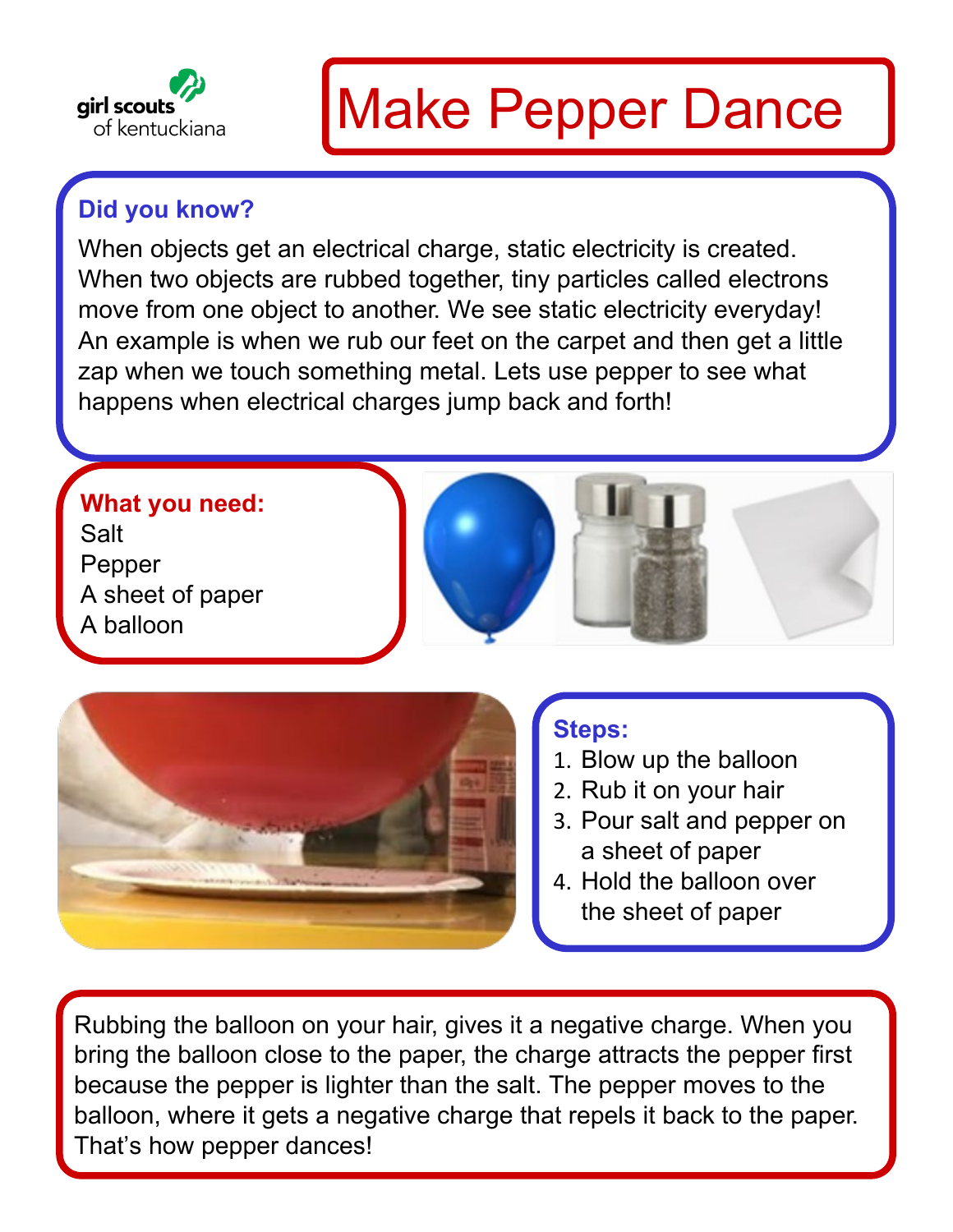# Make Pepper Dance

## Did you know?

When objects get an electrical charge, static electricity is created. When two objects are rubbed together, tiny particles called electrons move from one object to another. We see static electricity everyday! An example is when we rub our feet on the carpet and then get a little zap when we touch something metal. Lets use pepper to see what happens when electrical charges jump back and forth!

## What you need:

Salt
Pepper
A sheet of paper
A balloon

## Steps:

1. Blow up the balloon
2. Rub it on your hair
3. Pour salt and pepper on a sheet of paper
4. Hold the balloon over the sheet of paper

Rubbing the balloon on your hair, gives it a negative charge. When you bring the balloon close to the paper, the charge attracts the pepper first because the pepper is lighter than the salt. The pepper moves to the balloon, where it gets a negative charge that repels it back to the paper. That's how pepper dances!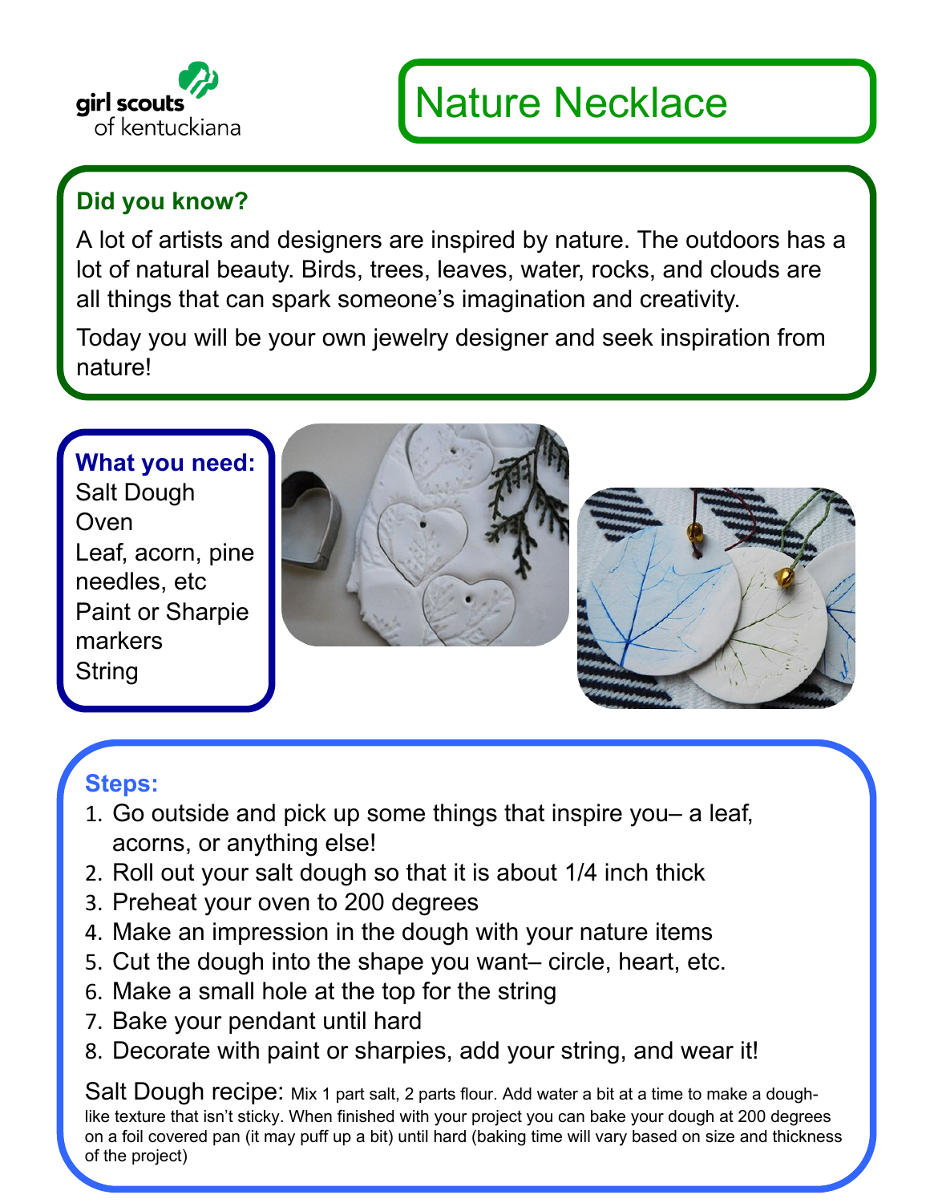girl scouts of kentuckiana

# Nature Necklace

### Did you know?

A lot of artists and designers are inspired by nature. The outdoors has a lot of natural beauty. Birds, trees, leaves, water, rocks, and clouds are all things that can spark someone's imagination and creativity.

Today you will be your own jewelry designer and seek inspiration from nature!

### What you need:

Salt Dough
Oven
Leaf, acorn, pine needles, etc
Paint or Sharpie markers
String

### Steps:

1. Go outside and pick up some things that inspire you– a leaf, acorns, or anything else!
2. Roll out your salt dough so that it is about 1/4 inch thick
3. Preheat your oven to 200 degrees
4. Make an impression in the dough with your nature items
5. Cut the dough into the shape you want– circle, heart, etc.
6. Make a small hole at the top for the string
7. Bake your pendant until hard
8. Decorate with paint or sharpies, add your string, and wear it!

Salt Dough recipe: Mix 1 part salt, 2 parts flour. Add water a bit at a time to make a dough-like texture that isn't sticky. When finished with your project you can bake your dough at 200 degrees on a foil covered pan (it may puff up a bit) until hard (baking time will vary based on size and thickness of the project)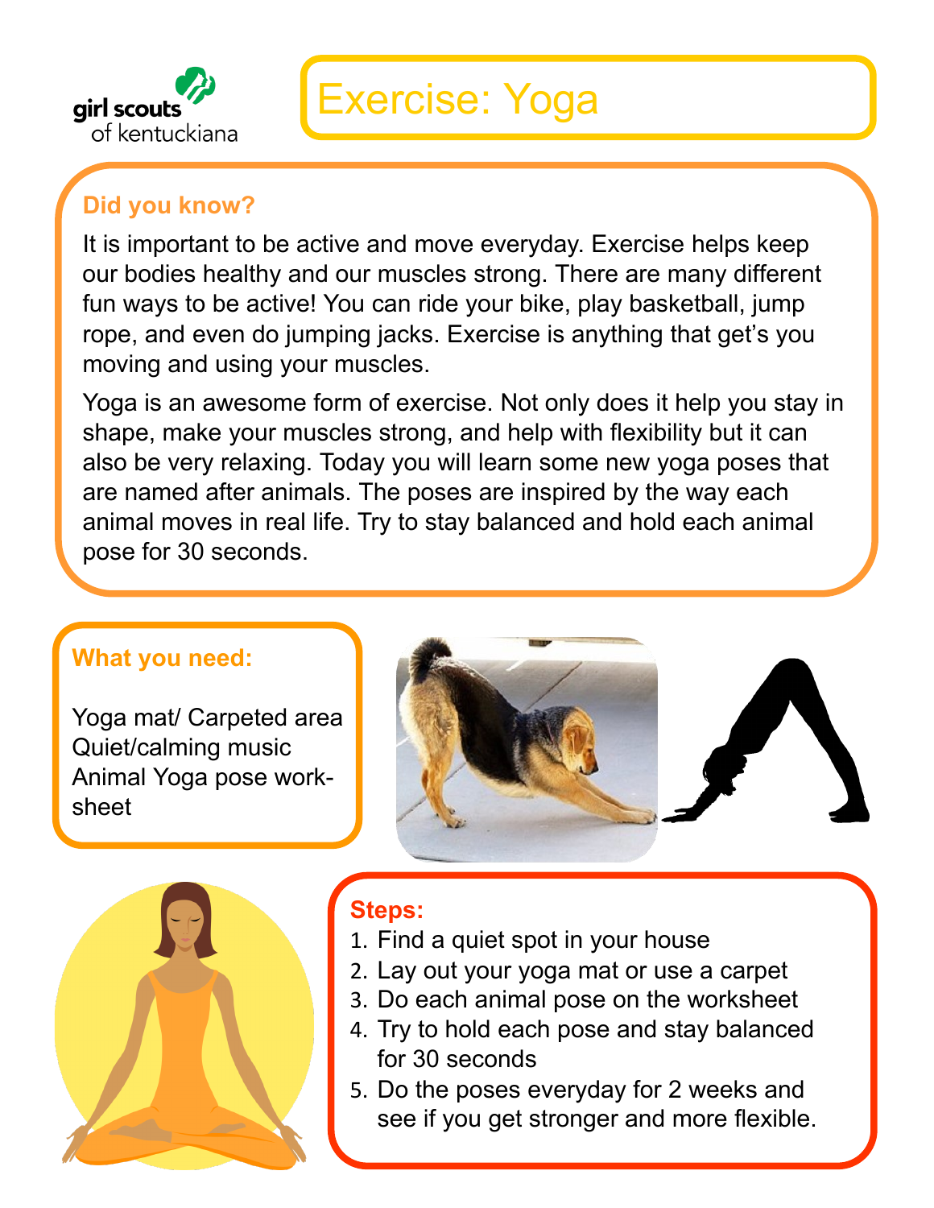girl scouts of kentuckiana

# Exercise: Yoga

### Did you know?

It is important to be active and move everyday. Exercise helps keep our bodies healthy and our muscles strong. There are many different fun ways to be active! You can ride your bike, play basketball, jump rope, and even do jumping jacks. Exercise is anything that get's you moving and using your muscles.

Yoga is an awesome form of exercise. Not only does it help you stay in shape, make your muscles strong, and help with flexibility but it can also be very relaxing. Today you will learn some new yoga poses that are named after animals. The poses are inspired by the way each animal moves in real life. Try to stay balanced and hold each animal pose for 30 seconds.

### What you need:

Yoga mat/ Carpeted area
Quiet/calming music
Animal Yoga pose work-sheet

### Steps:

1. Find a quiet spot in your house
2. Lay out your yoga mat or use a carpet
3. Do each animal pose on the worksheet
4. Try to hold each pose and stay balanced for 30 seconds
5. Do the poses everyday for 2 weeks and see if you get stronger and more flexible.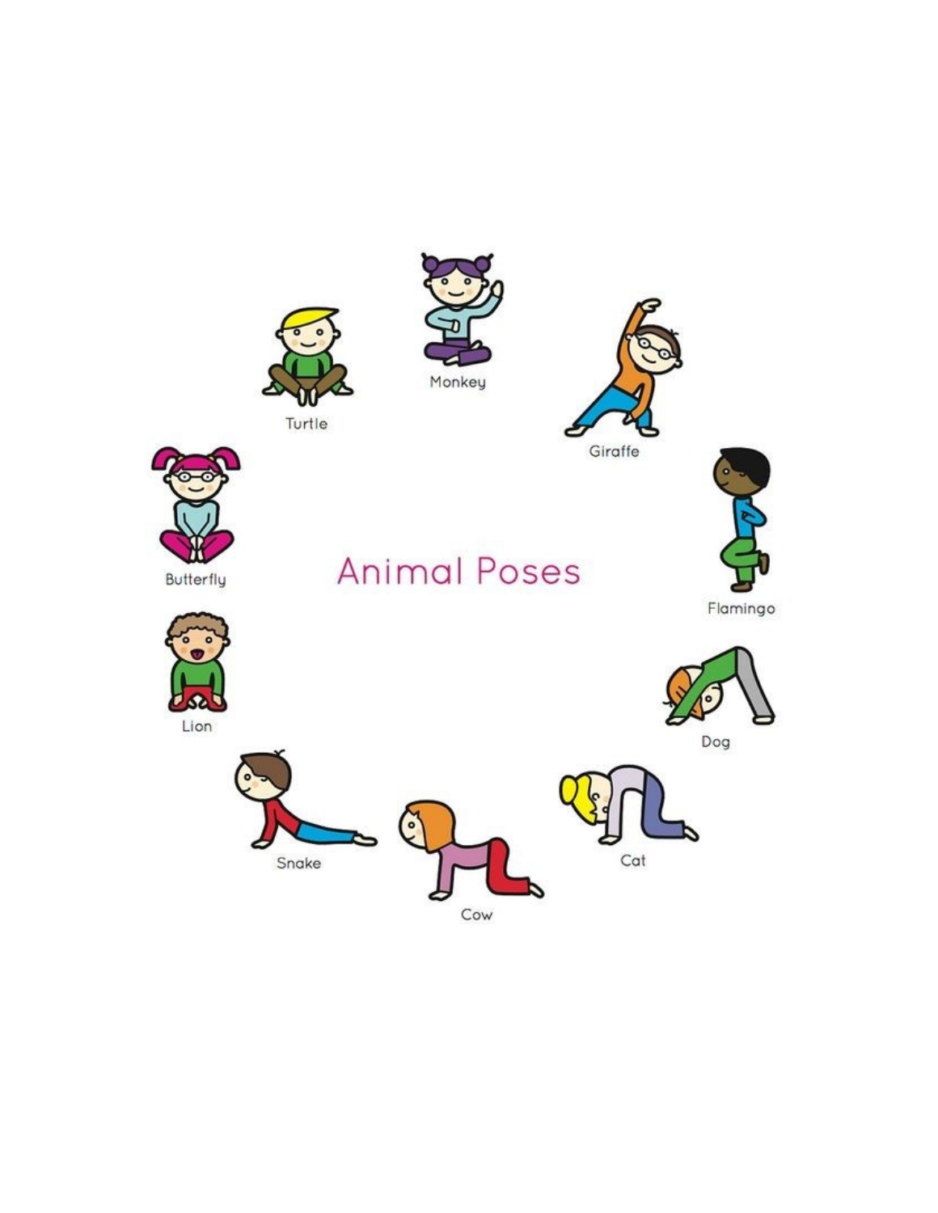# Animal Poses

Monkey

Giraffe

Flamingo

Dog

Cat

Cow

Snake

Lion

Butterfly

Turtle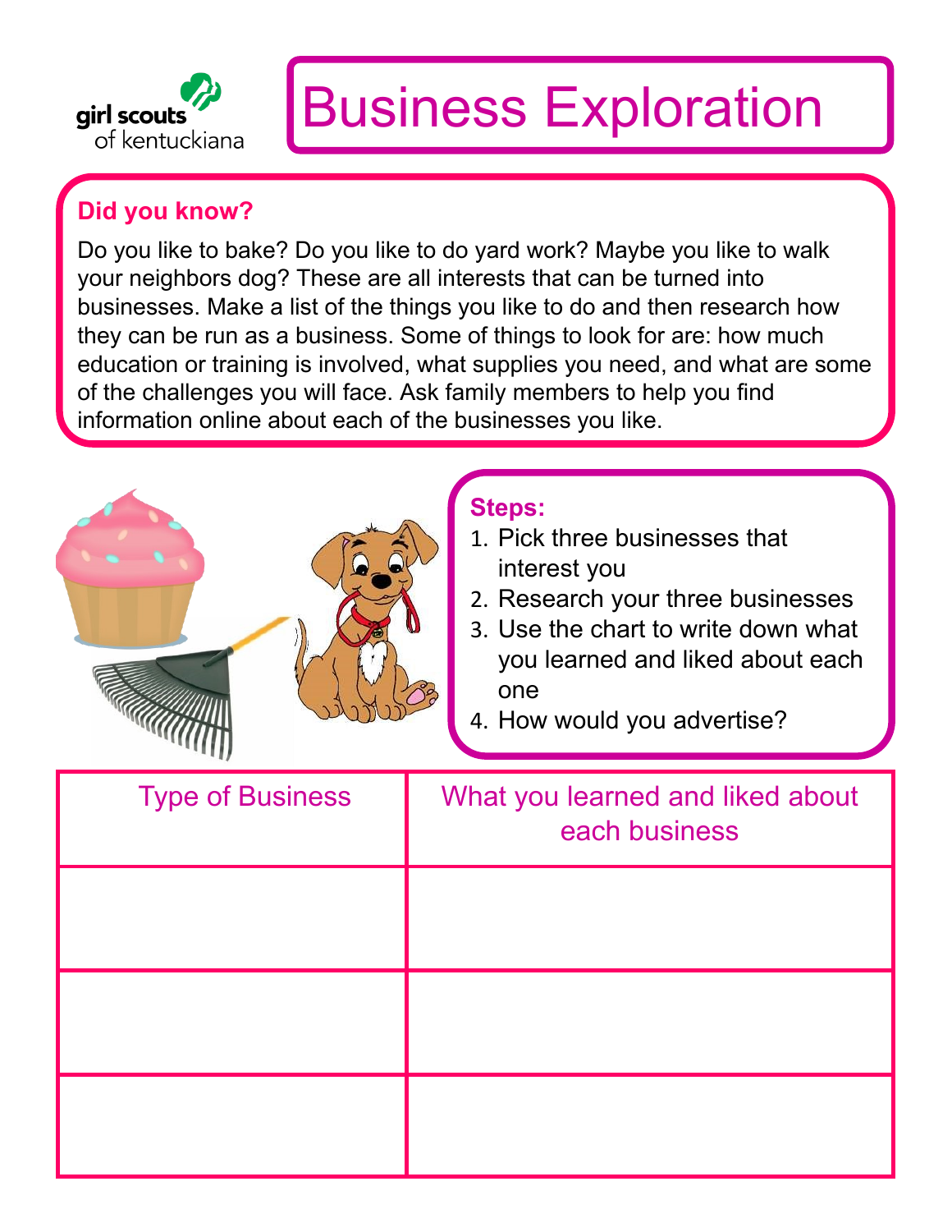girl scouts of kentuckiana

# Business Exploration

## Did you know?

Do you like to bake? Do you like to do yard work? Maybe you like to walk your neighbors dog? These are all interests that can be turned into businesses. Make a list of the things you like to do and then research how they can be run as a business. Some of things to look for are: how much education or training is involved, what supplies you need, and what are some of the challenges you will face. Ask family members to help you find information online about each of the businesses you like.

## Steps:

1. Pick three businesses that interest you
2. Research your three businesses
3. Use the chart to write down what you learned and liked about each one
4. How would you advertise?

| Type of Business | What you learned and liked about each business |
|---|---|
| | |
| | |
| | |